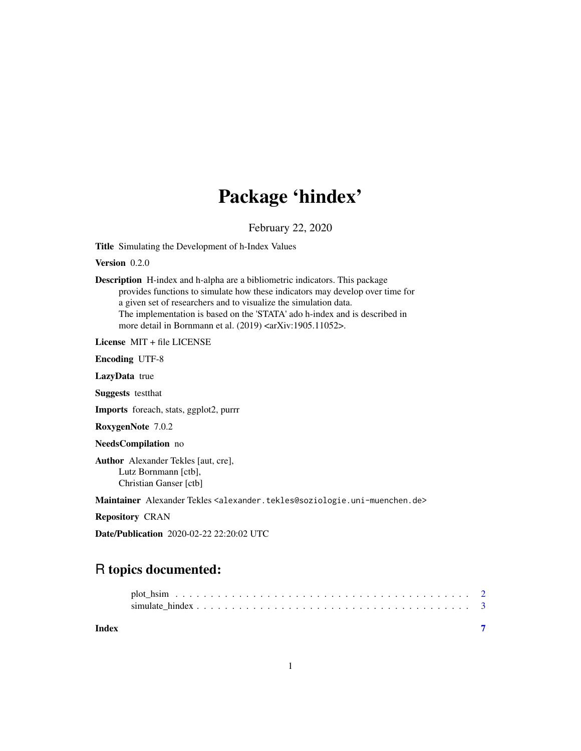# Package 'hindex'

February 22, 2020

**Title** Simulating the Development of h-Index Values

**Version** 0.2.0

**Description** H-index and h-alpha are a bibliometric indicators. This package provides functions to simulate how these indicators may develop over time for a given set of researchers and to visualize the simulation data. The implementation is based on the 'STATA' ado h-index and is described in more detail in Bornmann et al. (2019) <arXiv:1905.11052>.

**License** MIT + file LICENSE

**Encoding** UTF-8

**LazyData** true

**Suggests** testthat

**Imports** foreach, stats, ggplot2, purrr

**RoxygenNote** 7.0.2

**NeedsCompilation** no

**Author** Alexander Tekles [aut, cre],
Lutz Bornmann [ctb],
Christian Ganser [ctb]

**Maintainer** Alexander Tekles <alexander.tekles@soziologie.uni-muenchen.de>

**Repository** CRAN

**Date/Publication** 2020-02-22 22:20:02 UTC

## R topics documented:

plot_hsim . . . . . . . . . . . . . . . . . . . . . . . . . . . . . . . . . . . . . . . . . . 2
simulate_hindex . . . . . . . . . . . . . . . . . . . . . . . . . . . . . . . . . . . . . . 3

**Index** 7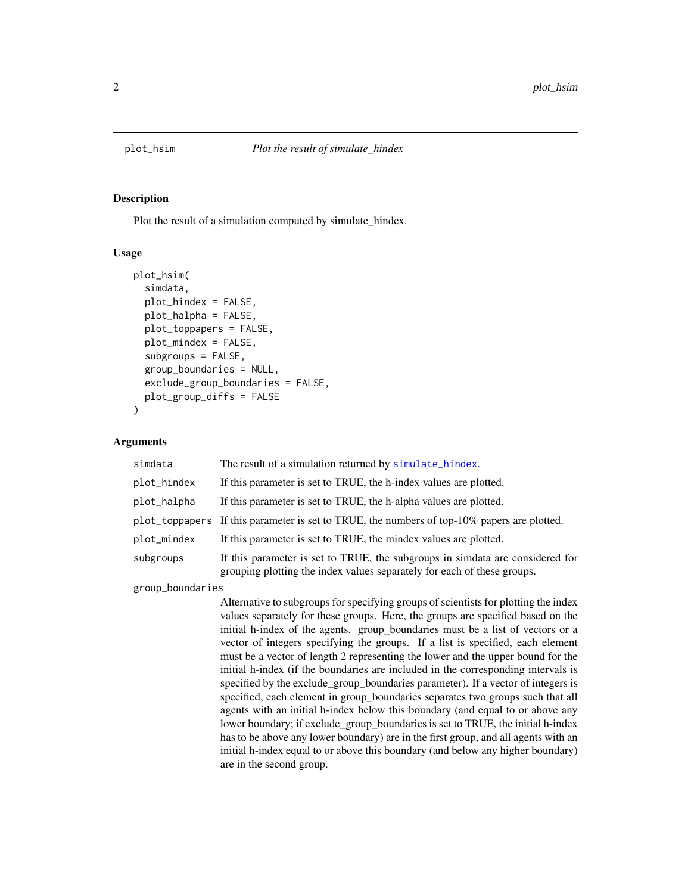# plot_hsim *Plot the result of simulate_hindex*

## Description

Plot the result of a simulation computed by simulate_hindex.

## Usage

```
plot_hsim(
  simdata,
  plot_hindex = FALSE,
  plot_halpha = FALSE,
  plot_toppapers = FALSE,
  plot_mindex = FALSE,
  subgroups = FALSE,
  group_boundaries = NULL,
  exclude_group_boundaries = FALSE,
  plot_group_diffs = FALSE
)
```

## Arguments

`simdata` The result of a simulation returned by `simulate_hindex`.

`plot_hindex` If this parameter is set to TRUE, the h-index values are plotted.

`plot_halpha` If this parameter is set to TRUE, the h-alpha values are plotted.

`plot_toppapers` If this parameter is set to TRUE, the numbers of top-10% papers are plotted.

`plot_mindex` If this parameter is set to TRUE, the mindex values are plotted.

`subgroups` If this parameter is set to TRUE, the subgroups in simdata are considered for grouping plotting the index values separately for each of these groups.

`group_boundaries` Alternative to subgroups for specifying groups of scientists for plotting the index values separately for these groups. Here, the groups are specified based on the initial h-index of the agents. group_boundaries must be a list of vectors or a vector of integers specifying the groups. If a list is specified, each element must be a vector of length 2 representing the lower and the upper bound for the initial h-index (if the boundaries are included in the corresponding intervals is specified by the exclude_group_boundaries parameter). If a vector of integers is specified, each element in group_boundaries separates two groups such that all agents with an initial h-index below this boundary (and equal to or above any lower boundary; if exclude_group_boundaries is set to TRUE, the initial h-index has to be above any lower boundary) are in the first group, and all agents with an initial h-index equal to or above this boundary (and below any higher boundary) are in the second group.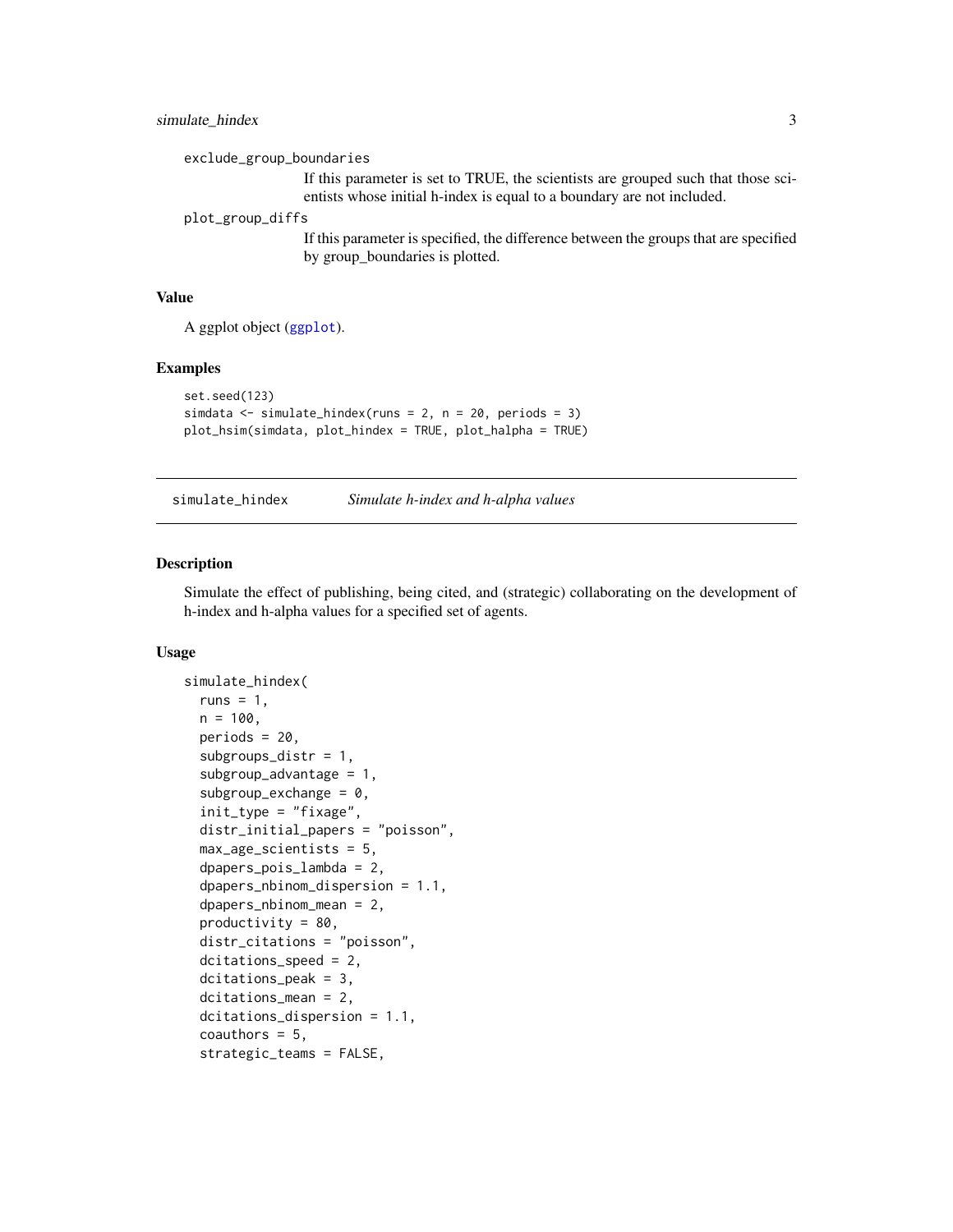`exclude_group_boundaries`
: If this parameter is set to TRUE, the scientists are grouped such that those scientists whose initial h-index is equal to a boundary are not included.

`plot_group_diffs`
: If this parameter is specified, the difference between the groups that are specified by group_boundaries is plotted.

### Value

A ggplot object (ggplot).

### Examples

```
set.seed(123)
simdata <- simulate_hindex(runs = 2, n = 20, periods = 3)
plot_hsim(simdata, plot_hindex = TRUE, plot_halpha = TRUE)
```

---

## simulate_hindex *Simulate h-index and h-alpha values*

---

### Description

Simulate the effect of publishing, being cited, and (strategic) collaborating on the development of h-index and h-alpha values for a specified set of agents.

### Usage

```
simulate_hindex(
  runs = 1,
  n = 100,
  periods = 20,
  subgroups_distr = 1,
  subgroup_advantage = 1,
  subgroup_exchange = 0,
  init_type = "fixage",
  distr_initial_papers = "poisson",
  max_age_scientists = 5,
  dpapers_pois_lambda = 2,
  dpapers_nbinom_dispersion = 1.1,
  dpapers_nbinom_mean = 2,
  productivity = 80,
  distr_citations = "poisson",
  dcitations_speed = 2,
  dcitations_peak = 3,
  dcitations_mean = 2,
  dcitations_dispersion = 1.1,
  coauthors = 5,
  strategic_teams = FALSE,
```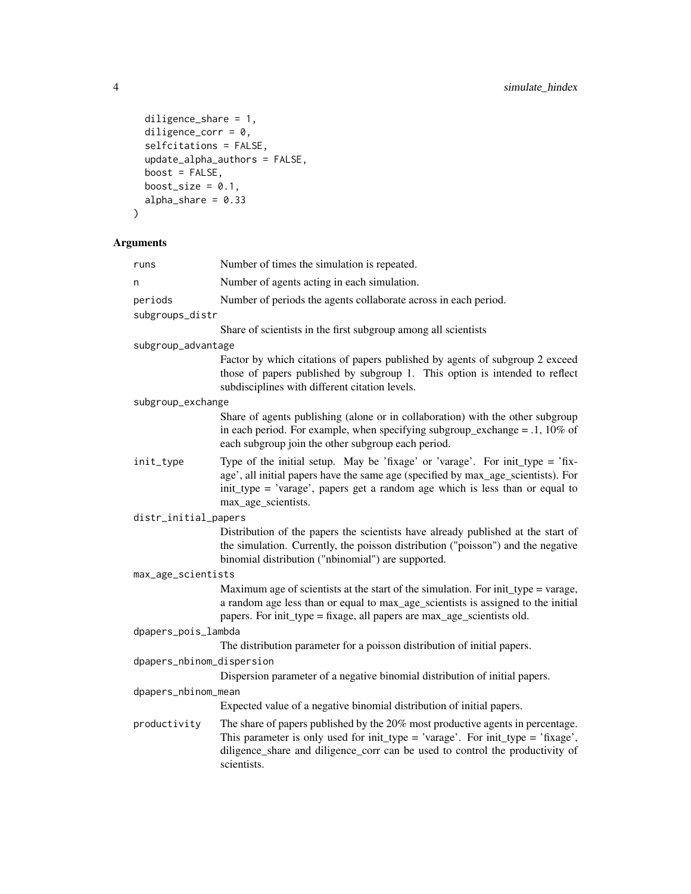```
  diligence_share = 1,
  diligence_corr = 0,
  selfcitations = FALSE,
  update_alpha_authors = FALSE,
  boost = FALSE,
  boost_size = 0.1,
  alpha_share = 0.33
)
```

## Arguments

| | |
|---|---|
| runs | Number of times the simulation is repeated. |
| n | Number of agents acting in each simulation. |
| periods | Number of periods the agents collaborate across in each period. |
| subgroups_distr | Share of scientists in the first subgroup among all scientists |
| subgroup_advantage | Factor by which citations of papers published by agents of subgroup 2 exceed those of papers published by subgroup 1. This option is intended to reflect subdisciplines with different citation levels. |
| subgroup_exchange | Share of agents publishing (alone or in collaboration) with the other subgroup in each period. For example, when specifying subgroup_exchange = .1, 10% of each subgroup join the other subgroup each period. |
| init_type | Type of the initial setup. May be 'fixage' or 'varage'. For init_type = 'fixage', all initial papers have the same age (specified by max_age_scientists). For init_type = 'varage', papers get a random age which is less than or equal to max_age_scientists. |
| distr_initial_papers | Distribution of the papers the scientists have already published at the start of the simulation. Currently, the poisson distribution ("poisson") and the negative binomial distribution ("nbinomial") are supported. |
| max_age_scientists | Maximum age of scientists at the start of the simulation. For init_type = varage, a random age less than or equal to max_age_scientists is assigned to the initial papers. For init_type = fixage, all papers are max_age_scientists old. |
| dpapers_pois_lambda | The distribution parameter for a poisson distribution of initial papers. |
| dpapers_nbinom_dispersion | Dispersion parameter of a negative binomial distribution of initial papers. |
| dpapers_nbinom_mean | Expected value of a negative binomial distribution of initial papers. |
| productivity | The share of papers published by the 20% most productive agents in percentage. This parameter is only used for init_type = 'varage'. For init_type = 'fixage', diligence_share and diligence_corr can be used to control the productivity of scientists. |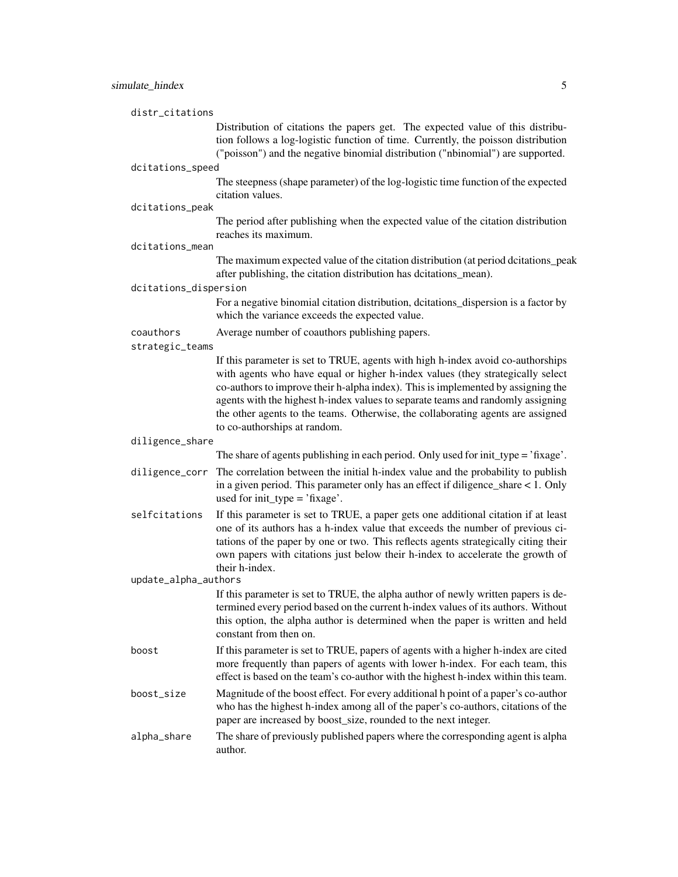`distr_citations`
: Distribution of citations the papers get. The expected value of this distribution follows a log-logistic function of time. Currently, the poisson distribution ("poisson") and the negative binomial distribution ("nbinomial") are supported.

`dcitations_speed`
: The steepness (shape parameter) of the log-logistic time function of the expected citation values.

`dcitations_peak`
: The period after publishing when the expected value of the citation distribution reaches its maximum.

`dcitations_mean`
: The maximum expected value of the citation distribution (at period dcitations_peak after publishing, the citation distribution has dcitations_mean).

`dcitations_dispersion`
: For a negative binomial citation distribution, dcitations_dispersion is a factor by which the variance exceeds the expected value.

`coauthors`
: Average number of coauthors publishing papers.

`strategic_teams`
: If this parameter is set to TRUE, agents with high h-index avoid co-authorships with agents who have equal or higher h-index values (they strategically select co-authors to improve their h-alpha index). This is implemented by assigning the agents with the highest h-index values to separate teams and randomly assigning the other agents to the teams. Otherwise, the collaborating agents are assigned to co-authorships at random.

`diligence_share`
: The share of agents publishing in each period. Only used for init_type = 'fixage'.

`diligence_corr`
: The correlation between the initial h-index value and the probability to publish in a given period. This parameter only has an effect if diligence_share < 1. Only used for init_type = 'fixage'.

`selfcitations`
: If this parameter is set to TRUE, a paper gets one additional citation if at least one of its authors has a h-index value that exceeds the number of previous citations of the paper by one or two. This reflects agents strategically citing their own papers with citations just below their h-index to accelerate the growth of their h-index.

`update_alpha_authors`
: If this parameter is set to TRUE, the alpha author of newly written papers is determined every period based on the current h-index values of its authors. Without this option, the alpha author is determined when the paper is written and held constant from then on.

`boost`
: If this parameter is set to TRUE, papers of agents with a higher h-index are cited more frequently than papers of agents with lower h-index. For each team, this effect is based on the team's co-author with the highest h-index within this team.

`boost_size`
: Magnitude of the boost effect. For every additional h point of a paper's co-author who has the highest h-index among all of the paper's co-authors, citations of the paper are increased by boost_size, rounded to the next integer.

`alpha_share`
: The share of previously published papers where the corresponding agent is alpha author.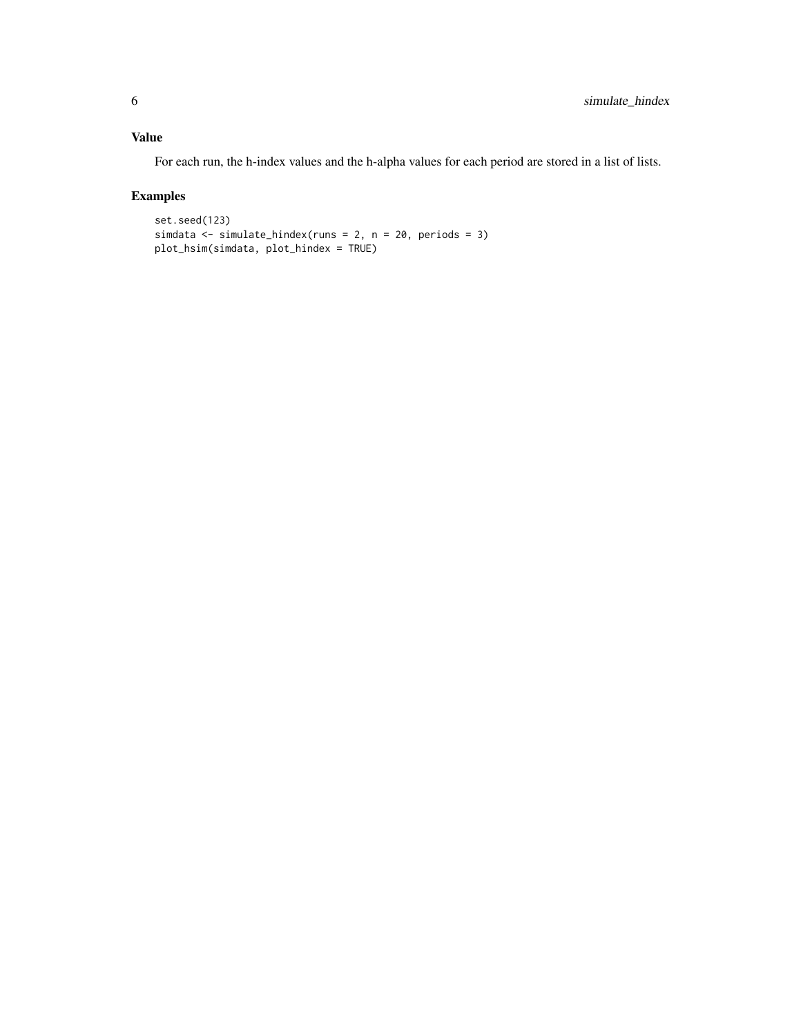## Value

For each run, the h-index values and the h-alpha values for each period are stored in a list of lists.

## Examples

```
set.seed(123)
simdata <- simulate_hindex(runs = 2, n = 20, periods = 3)
plot_hsim(simdata, plot_hindex = TRUE)
```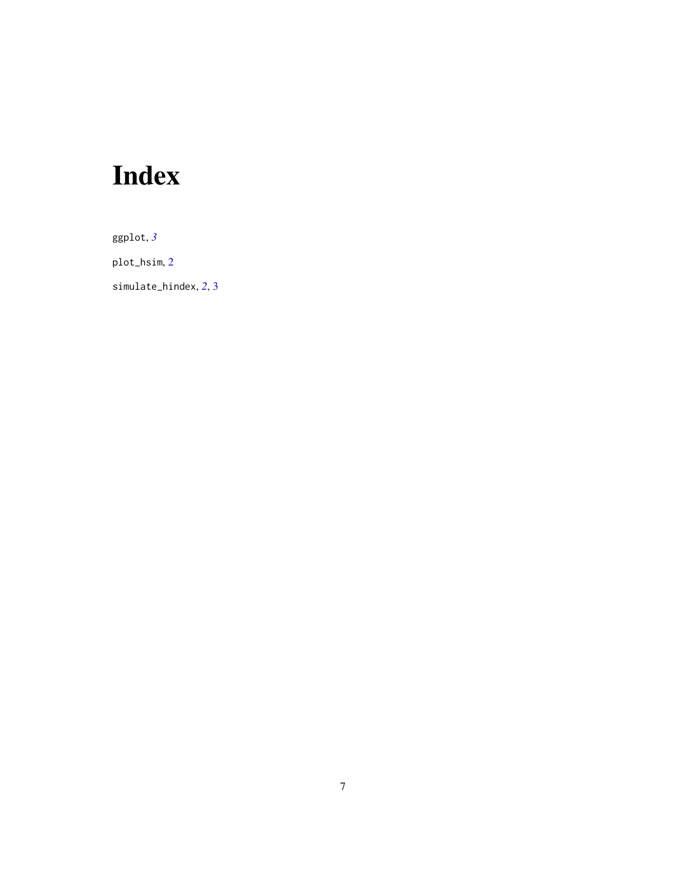# Index

ggplot, *3*

plot_hsim, 2

simulate_hindex, *2*, 3